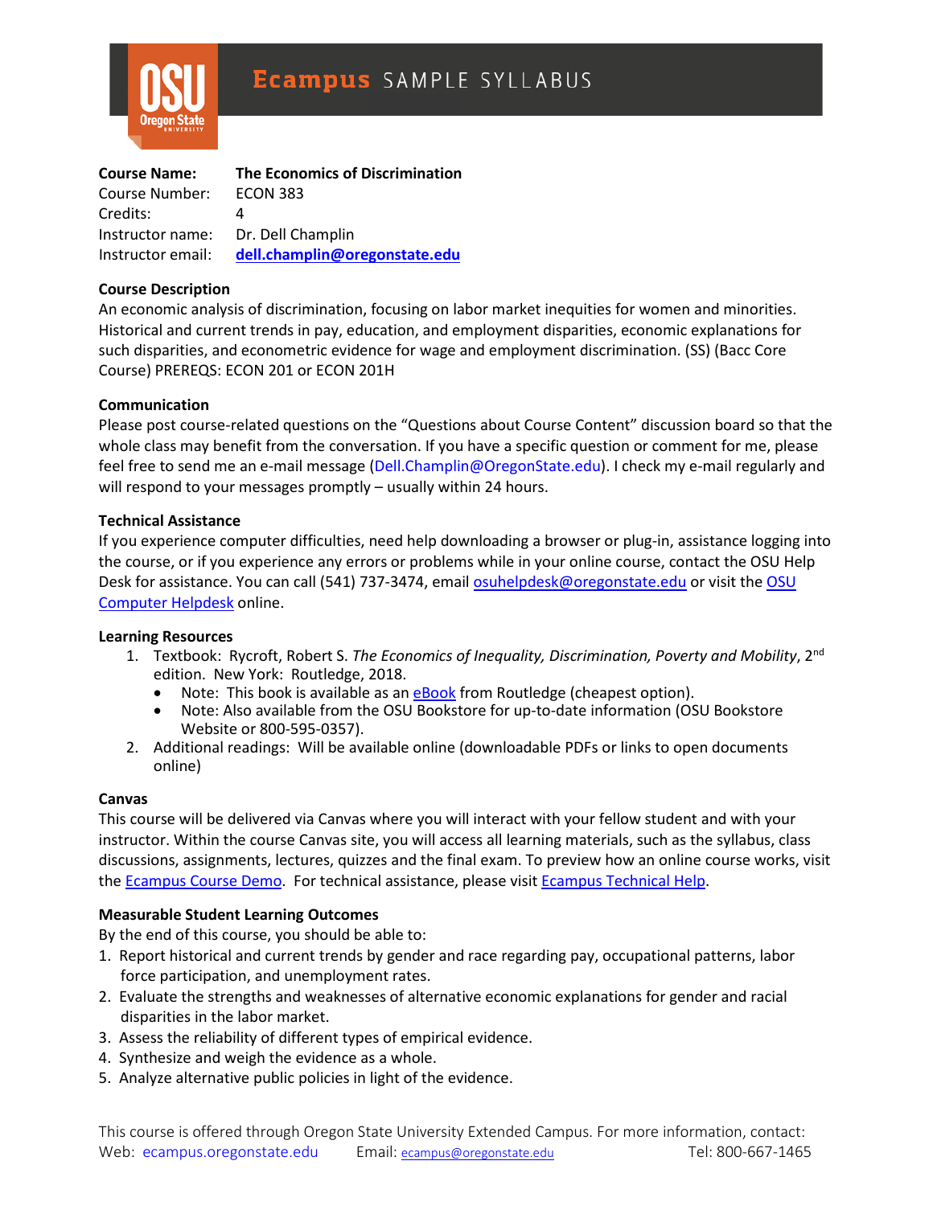# Ecampus SAMPLE SYLLABUS

| | |
|---|---|
| **Course Name:** | **The Economics of Discrimination** |
| Course Number: | ECON 383 |
| Credits: | 4 |
| Instructor name: | Dr. Dell Champlin |
| Instructor email: | **dell.champlin@oregonstate.edu** |

### Course Description

An economic analysis of discrimination, focusing on labor market inequities for women and minorities. Historical and current trends in pay, education, and employment disparities, economic explanations for such disparities, and econometric evidence for wage and employment discrimination. (SS) (Bacc Core Course) PREREQS: ECON 201 or ECON 201H

### Communication

Please post course-related questions on the "Questions about Course Content" discussion board so that the whole class may benefit from the conversation. If you have a specific question or comment for me, please feel free to send me an e-mail message (Dell.Champlin@OregonState.edu). I check my e-mail regularly and will respond to your messages promptly – usually within 24 hours.

### Technical Assistance

If you experience computer difficulties, need help downloading a browser or plug-in, assistance logging into the course, or if you experience any errors or problems while in your online course, contact the OSU Help Desk for assistance. You can call (541) 737-3474, email osuhelpdesk@oregonstate.edu or visit the OSU Computer Helpdesk online.

### Learning Resources

1. Textbook: Rycroft, Robert S. *The Economics of Inequality, Discrimination, Poverty and Mobility*, 2nd edition. New York: Routledge, 2018.
   - Note: This book is available as an eBook from Routledge (cheapest option).
   - Note: Also available from the OSU Bookstore for up-to-date information (OSU Bookstore Website or 800-595-0357).
2. Additional readings: Will be available online (downloadable PDFs or links to open documents online)

### Canvas

This course will be delivered via Canvas where you will interact with your fellow student and with your instructor. Within the course Canvas site, you will access all learning materials, such as the syllabus, class discussions, assignments, lectures, quizzes and the final exam. To preview how an online course works, visit the Ecampus Course Demo. For technical assistance, please visit Ecampus Technical Help.

### Measurable Student Learning Outcomes

By the end of this course, you should be able to:

1. Report historical and current trends by gender and race regarding pay, occupational patterns, labor force participation, and unemployment rates.
2. Evaluate the strengths and weaknesses of alternative economic explanations for gender and racial disparities in the labor market.
3. Assess the reliability of different types of empirical evidence.
4. Synthesize and weigh the evidence as a whole.
5. Analyze alternative public policies in light of the evidence.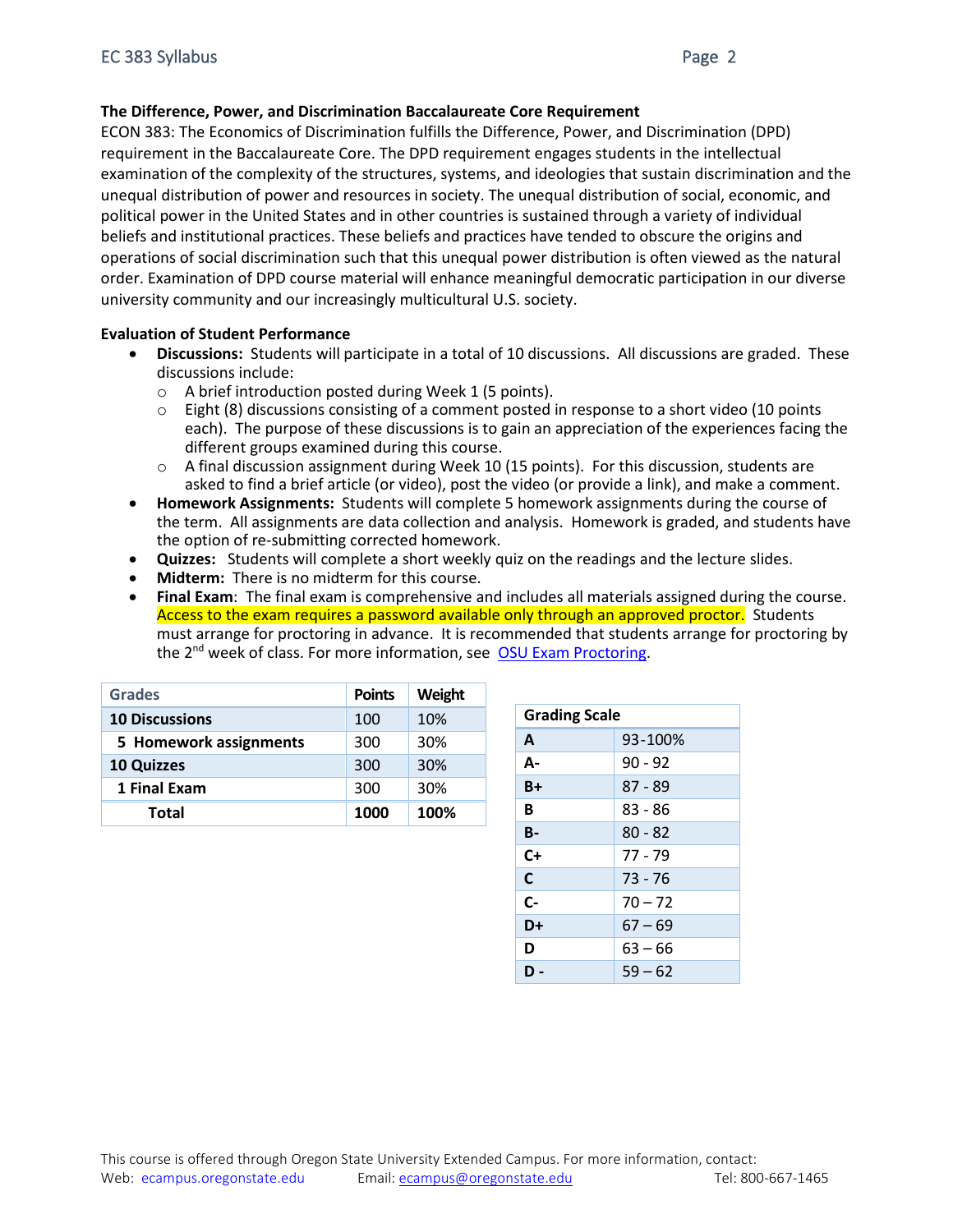### The Difference, Power, and Discrimination Baccalaureate Core Requirement

ECON 383: The Economics of Discrimination fulfills the Difference, Power, and Discrimination (DPD) requirement in the Baccalaureate Core. The DPD requirement engages students in the intellectual examination of the complexity of the structures, systems, and ideologies that sustain discrimination and the unequal distribution of power and resources in society. The unequal distribution of social, economic, and political power in the United States and in other countries is sustained through a variety of individual beliefs and institutional practices. These beliefs and practices have tended to obscure the origins and operations of social discrimination such that this unequal power distribution is often viewed as the natural order. Examination of DPD course material will enhance meaningful democratic participation in our diverse university community and our increasingly multicultural U.S. society.

### Evaluation of Student Performance

- **Discussions:** Students will participate in a total of 10 discussions. All discussions are graded. These discussions include:
  - A brief introduction posted during Week 1 (5 points).
  - Eight (8) discussions consisting of a comment posted in response to a short video (10 points each). The purpose of these discussions is to gain an appreciation of the experiences facing the different groups examined during this course.
  - A final discussion assignment during Week 10 (15 points). For this discussion, students are asked to find a brief article (or video), post the video (or provide a link), and make a comment.
- **Homework Assignments:** Students will complete 5 homework assignments during the course of the term. All assignments are data collection and analysis. Homework is graded, and students have the option of re-submitting corrected homework.
- **Quizzes:** Students will complete a short weekly quiz on the readings and the lecture slides.
- **Midterm:** There is no midterm for this course.
- **Final Exam**: The final exam is comprehensive and includes all materials assigned during the course. Access to the exam requires a password available only through an approved proctor. Students must arrange for proctoring in advance. It is recommended that students arrange for proctoring by the 2nd week of class. For more information, see OSU Exam Proctoring.

| Grades | Points | Weight |
|---|---|---|
| **10 Discussions** | 100 | 10% |
| **5 Homework assignments** | 300 | 30% |
| **10 Quizzes** | 300 | 30% |
| **1 Final Exam** | 300 | 30% |
| **Total** | **1000** | **100%** |

| Grading Scale | |
|---|---|
| **A** | 93-100% |
| **A-** | 90 - 92 |
| **B+** | 87 - 89 |
| **B** | 83 - 86 |
| **B-** | 80 - 82 |
| **C+** | 77 - 79 |
| **C** | 73 - 76 |
| **C-** | 70 – 72 |
| **D+** | 67 – 69 |
| **D** | 63 – 66 |
| **D -** | 59 – 62 |

This course is offered through Oregon State University Extended Campus. For more information, contact:
Web: ecampus.oregonstate.edu Email: ecampus@oregonstate.edu Tel: 800-667-1465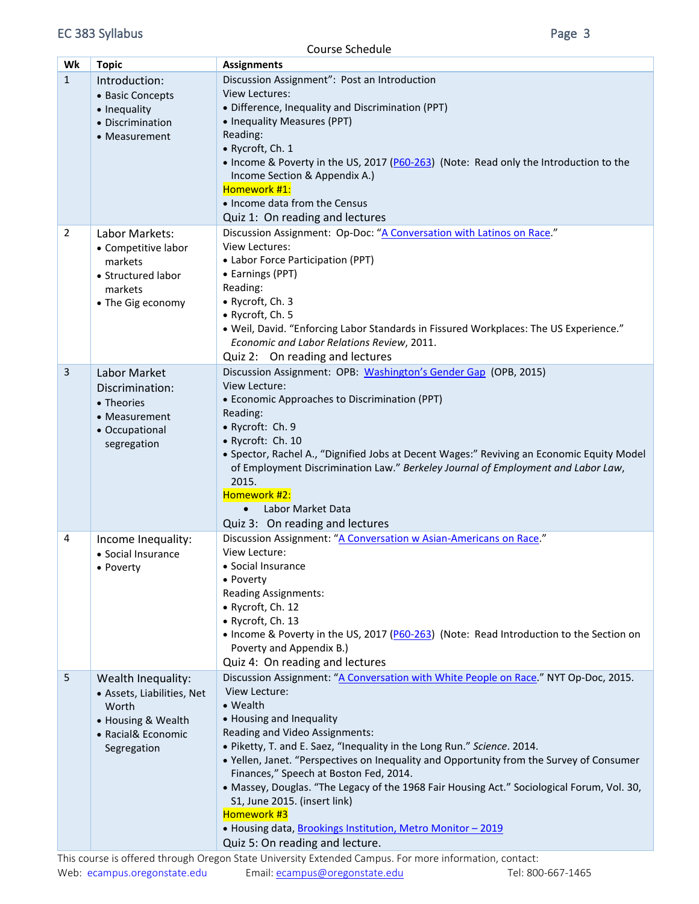Course Schedule

| Wk | Topic | Assignments |
| --- | --- | --- |
| 1 | Introduction:<br>• Basic Concepts<br>• Inequality<br>• Discrimination<br>• Measurement | Discussion Assignment": Post an Introduction<br>View Lectures:<br>• Difference, Inequality and Discrimination (PPT)<br>• Inequality Measures (PPT)<br>Reading:<br>• Rycroft, Ch. 1<br>• Income & Poverty in the US, 2017 (P60-263) (Note: Read only the Introduction to the Income Section & Appendix A.)<br>Homework #1:<br>• Income data from the Census<br>Quiz 1: On reading and lectures |
| 2 | Labor Markets:<br>• Competitive labor markets<br>• Structured labor markets<br>• The Gig economy | Discussion Assignment: Op-Doc: "A Conversation with Latinos on Race."<br>View Lectures:<br>• Labor Force Participation (PPT)<br>• Earnings (PPT)<br>Reading:<br>• Rycroft, Ch. 3<br>• Rycroft, Ch. 5<br>• Weil, David. "Enforcing Labor Standards in Fissured Workplaces: The US Experience." *Economic and Labor Relations Review*, 2011.<br>Quiz 2: On reading and lectures |
| 3 | Labor Market Discrimination:<br>• Theories<br>• Measurement<br>• Occupational segregation | Discussion Assignment: OPB: Washington's Gender Gap (OPB, 2015)<br>View Lecture:<br>• Economic Approaches to Discrimination (PPT)<br>Reading:<br>• Rycroft: Ch. 9<br>• Rycroft: Ch. 10<br>• Spector, Rachel A., "Dignified Jobs at Decent Wages:" Reviving an Economic Equity Model of Employment Discrimination Law." *Berkeley Journal of Employment and Labor Law*, 2015.<br>Homework #2:<br>• Labor Market Data<br>Quiz 3: On reading and lectures |
| 4 | Income Inequality:<br>• Social Insurance<br>• Poverty | Discussion Assignment: "A Conversation w Asian-Americans on Race."<br>View Lecture:<br>• Social Insurance<br>• Poverty<br>Reading Assignments:<br>• Rycroft, Ch. 12<br>• Rycroft, Ch. 13<br>• Income & Poverty in the US, 2017 (P60-263) (Note: Read Introduction to the Section on Poverty and Appendix B.)<br>Quiz 4: On reading and lectures |
| 5 | Wealth Inequality:<br>• Assets, Liabilities, Net Worth<br>• Housing & Wealth<br>• Racial& Economic Segregation | Discussion Assignment: "A Conversation with White People on Race." NYT Op-Doc, 2015.<br>View Lecture:<br>• Wealth<br>• Housing and Inequality<br>Reading and Video Assignments:<br>• Piketty, T. and E. Saez, "Inequality in the Long Run." *Science*. 2014.<br>• Yellen, Janet. "Perspectives on Inequality and Opportunity from the Survey of Consumer Finances," Speech at Boston Fed, 2014.<br>• Massey, Douglas. "The Legacy of the 1968 Fair Housing Act." Sociological Forum, Vol. 30, S1, June 2015. (insert link)<br>Homework #3<br>• Housing data, Brookings Institution, Metro Monitor – 2019<br>Quiz 5: On reading and lecture. |

This course is offered through Oregon State University Extended Campus. For more information, contact:
Web: ecampus.oregonstate.edu Email: ecampus@oregonstate.edu Tel: 800-667-1465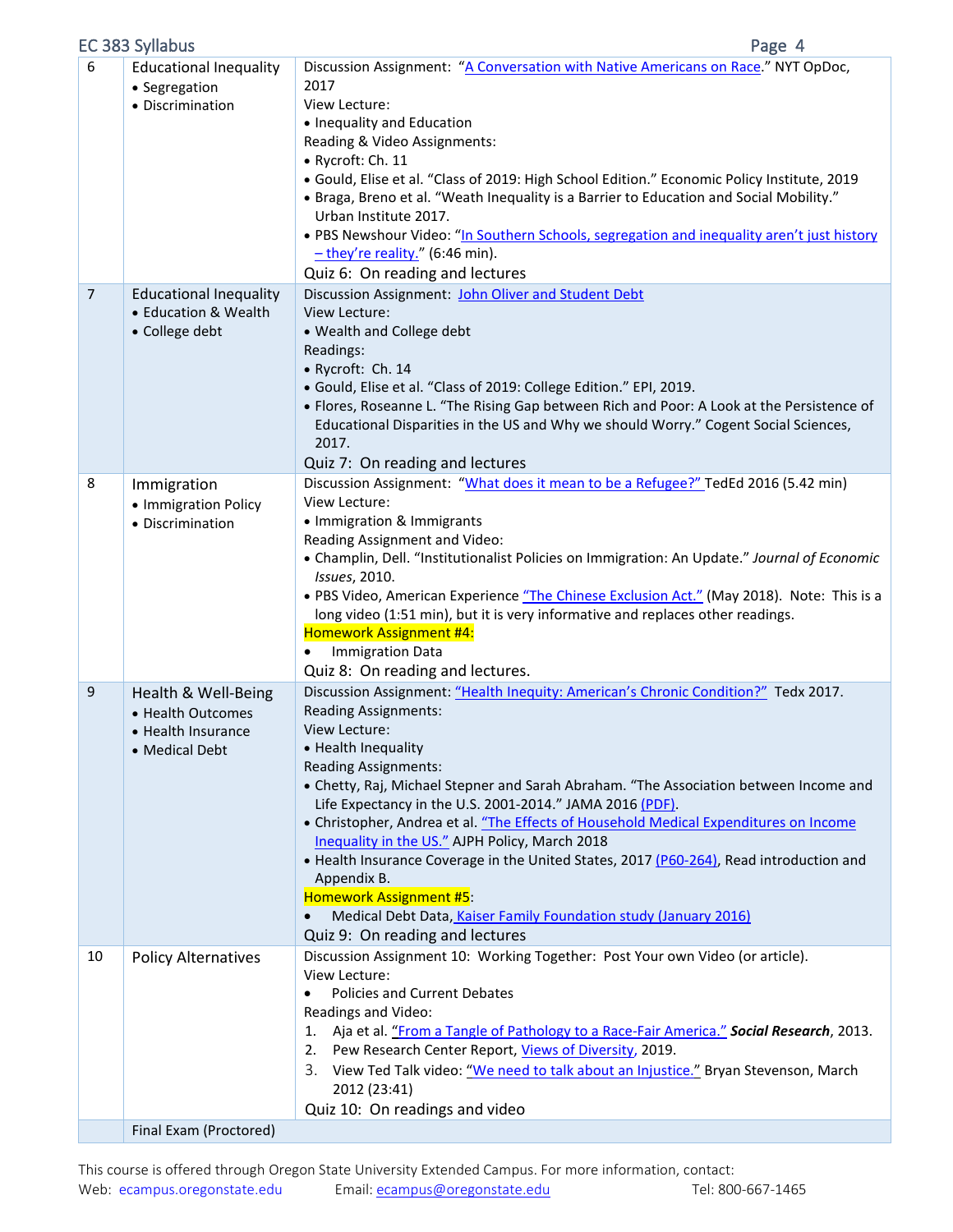| | | |
|---|---|---|
| 6 | Educational Inequality<br>• Segregation<br>• Discrimination | Discussion Assignment: "A Conversation with Native Americans on Race." NYT OpDoc, 2017<br>View Lecture:<br>• Inequality and Education<br>Reading & Video Assignments:<br>• Rycroft: Ch. 11<br>• Gould, Elise et al. "Class of 2019: High School Edition." Economic Policy Institute, 2019<br>• Braga, Breno et al. "Weath Inequality is a Barrier to Education and Social Mobility." Urban Institute 2017.<br>• PBS Newshour Video: "In Southern Schools, segregation and inequality aren't just history – they're reality." (6:46 min).<br>Quiz 6: On reading and lectures |
| 7 | Educational Inequality<br>• Education & Wealth<br>• College debt | Discussion Assignment: John Oliver and Student Debt<br>View Lecture:<br>• Wealth and College debt<br>Readings:<br>• Rycroft: Ch. 14<br>• Gould, Elise et al. "Class of 2019: College Edition." EPI, 2019.<br>• Flores, Roseanne L. "The Rising Gap between Rich and Poor: A Look at the Persistence of Educational Disparities in the US and Why we should Worry." Cogent Social Sciences, 2017.<br>Quiz 7: On reading and lectures |
| 8 | Immigration<br>• Immigration Policy<br>• Discrimination | Discussion Assignment: "What does it mean to be a Refugee?" TedEd 2016 (5.42 min)<br>View Lecture:<br>• Immigration & Immigrants<br>Reading Assignment and Video:<br>• Champlin, Dell. "Institutionalist Policies on Immigration: An Update." *Journal of Economic Issues*, 2010.<br>• PBS Video, American Experience "The Chinese Exclusion Act." (May 2018). Note: This is a long video (1:51 min), but it is very informative and replaces other readings.<br>Homework Assignment #4:<br>• Immigration Data<br>Quiz 8: On reading and lectures. |
| 9 | Health & Well-Being<br>• Health Outcomes<br>• Health Insurance<br>• Medical Debt | Discussion Assignment: "Health Inequity: American's Chronic Condition?" Tedx 2017.<br>Reading Assignments:<br>View Lecture:<br>• Health Inequality<br>Reading Assignments:<br>• Chetty, Raj, Michael Stepner and Sarah Abraham. "The Association between Income and Life Expectancy in the U.S. 2001-2014." JAMA 2016 (PDF).<br>• Christopher, Andrea et al. "The Effects of Household Medical Expenditures on Income Inequality in the US." AJPH Policy, March 2018<br>• Health Insurance Coverage in the United States, 2017 (P60-264), Read introduction and Appendix B.<br>Homework Assignment #5:<br>• Medical Debt Data, Kaiser Family Foundation study (January 2016)<br>Quiz 9: On reading and lectures |
| 10 | Policy Alternatives | Discussion Assignment 10: Working Together: Post Your own Video (or article).<br>View Lecture:<br>• Policies and Current Debates<br>Readings and Video:<br>1. Aja et al. "From a Tangle of Pathology to a Race-Fair America." ***Social Research***, 2013.<br>2. Pew Research Center Report, Views of Diversity, 2019.<br>3. View Ted Talk video: "We need to talk about an Injustice." Bryan Stevenson, March 2012 (23:41)<br>Quiz 10: On readings and video |
| | Final Exam (Proctored) | |

This course is offered through Oregon State University Extended Campus. For more information, contact:
Web: ecampus.oregonstate.edu Email: ecampus@oregonstate.edu Tel: 800-667-1465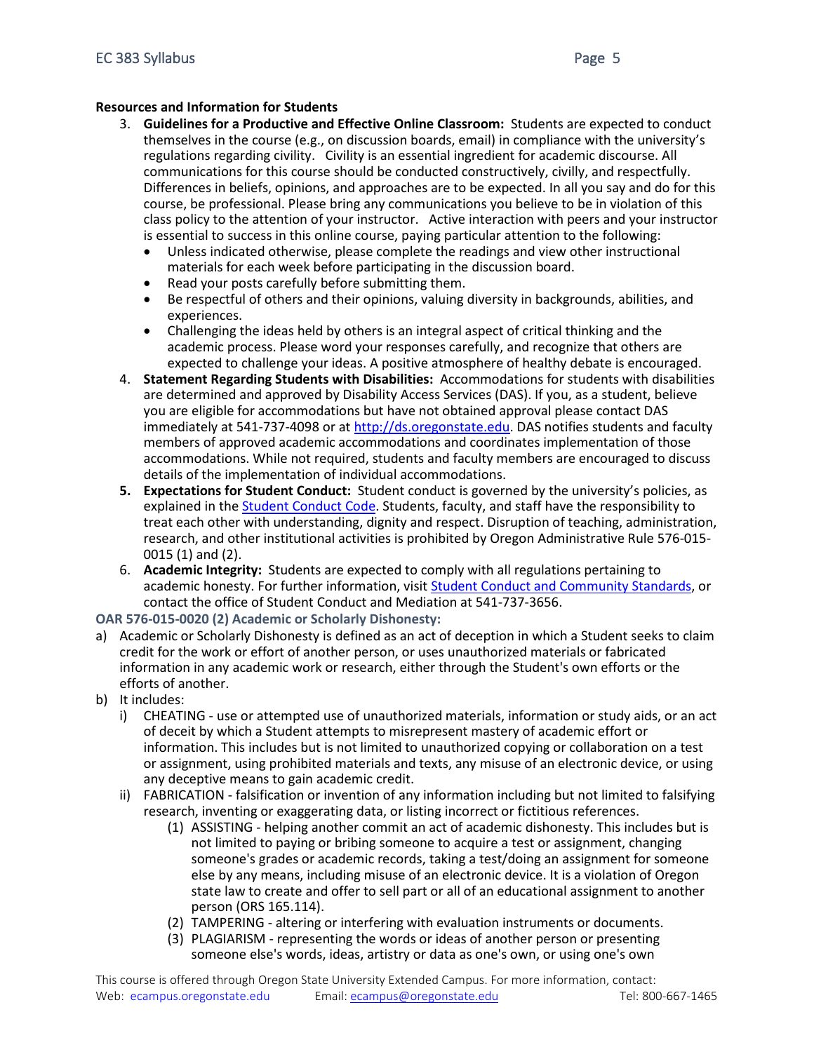**Resources and Information for Students**

3. **Guidelines for a Productive and Effective Online Classroom:** Students are expected to conduct themselves in the course (e.g., on discussion boards, email) in compliance with the university's regulations regarding civility. Civility is an essential ingredient for academic discourse. All communications for this course should be conducted constructively, civilly, and respectfully. Differences in beliefs, opinions, and approaches are to be expected. In all you say and do for this course, be professional. Please bring any communications you believe to be in violation of this class policy to the attention of your instructor. Active interaction with peers and your instructor is essential to success in this online course, paying particular attention to the following:
   - Unless indicated otherwise, please complete the readings and view other instructional materials for each week before participating in the discussion board.
   - Read your posts carefully before submitting them.
   - Be respectful of others and their opinions, valuing diversity in backgrounds, abilities, and experiences.
   - Challenging the ideas held by others is an integral aspect of critical thinking and the academic process. Please word your responses carefully, and recognize that others are expected to challenge your ideas. A positive atmosphere of healthy debate is encouraged.
4. **Statement Regarding Students with Disabilities:** Accommodations for students with disabilities are determined and approved by Disability Access Services (DAS). If you, as a student, believe you are eligible for accommodations but have not obtained approval please contact DAS immediately at 541-737-4098 or at [http://ds.oregonstate.edu](http://ds.oregonstate.edu). DAS notifies students and faculty members of approved academic accommodations and coordinates implementation of those accommodations. While not required, students and faculty members are encouraged to discuss details of the implementation of individual accommodations.
5. **Expectations for Student Conduct:** Student conduct is governed by the university's policies, as explained in the Student Conduct Code. Students, faculty, and staff have the responsibility to treat each other with understanding, dignity and respect. Disruption of teaching, administration, research, and other institutional activities is prohibited by Oregon Administrative Rule 576-015-0015 (1) and (2).
6. **Academic Integrity:** Students are expected to comply with all regulations pertaining to academic honesty. For further information, visit Student Conduct and Community Standards, or contact the office of Student Conduct and Mediation at 541-737-3656.

**OAR 576-015-0020 (2) Academic or Scholarly Dishonesty:**

a) Academic or Scholarly Dishonesty is defined as an act of deception in which a Student seeks to claim credit for the work or effort of another person, or uses unauthorized materials or fabricated information in any academic work or research, either through the Student's own efforts or the efforts of another.

b) It includes:

   i) CHEATING - use or attempted use of unauthorized materials, information or study aids, or an act of deceit by which a Student attempts to misrepresent mastery of academic effort or information. This includes but is not limited to unauthorized copying or collaboration on a test or assignment, using prohibited materials and texts, any misuse of an electronic device, or using any deceptive means to gain academic credit.

   ii) FABRICATION - falsification or invention of any information including but not limited to falsifying research, inventing or exaggerating data, or listing incorrect or fictitious references.

      (1) ASSISTING - helping another commit an act of academic dishonesty. This includes but is not limited to paying or bribing someone to acquire a test or assignment, changing someone's grades or academic records, taking a test/doing an assignment for someone else by any means, including misuse of an electronic device. It is a violation of Oregon state law to create and offer to sell part or all of an educational assignment to another person (ORS 165.114).

      (2) TAMPERING - altering or interfering with evaluation instruments or documents.

      (3) PLAGIARISM - representing the words or ideas of another person or presenting someone else's words, ideas, artistry or data as one's own, or using one's own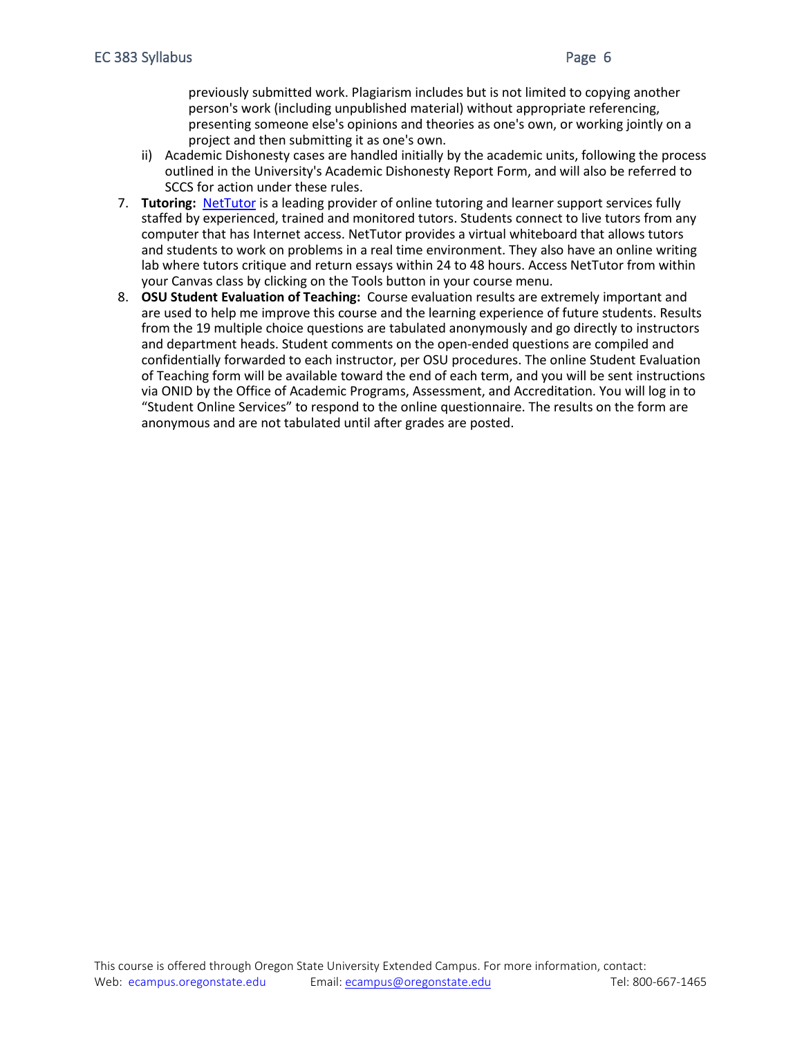previously submitted work. Plagiarism includes but is not limited to copying another person's work (including unpublished material) without appropriate referencing, presenting someone else's opinions and theories as one's own, or working jointly on a project and then submitting it as one's own.

ii) Academic Dishonesty cases are handled initially by the academic units, following the process outlined in the University's Academic Dishonesty Report Form, and will also be referred to SCCS for action under these rules.

7. **Tutoring:** NetTutor is a leading provider of online tutoring and learner support services fully staffed by experienced, trained and monitored tutors. Students connect to live tutors from any computer that has Internet access. NetTutor provides a virtual whiteboard that allows tutors and students to work on problems in a real time environment. They also have an online writing lab where tutors critique and return essays within 24 to 48 hours. Access NetTutor from within your Canvas class by clicking on the Tools button in your course menu.
8. **OSU Student Evaluation of Teaching:** Course evaluation results are extremely important and are used to help me improve this course and the learning experience of future students. Results from the 19 multiple choice questions are tabulated anonymously and go directly to instructors and department heads. Student comments on the open-ended questions are compiled and confidentially forwarded to each instructor, per OSU procedures. The online Student Evaluation of Teaching form will be available toward the end of each term, and you will be sent instructions via ONID by the Office of Academic Programs, Assessment, and Accreditation. You will log in to "Student Online Services" to respond to the online questionnaire. The results on the form are anonymous and are not tabulated until after grades are posted.